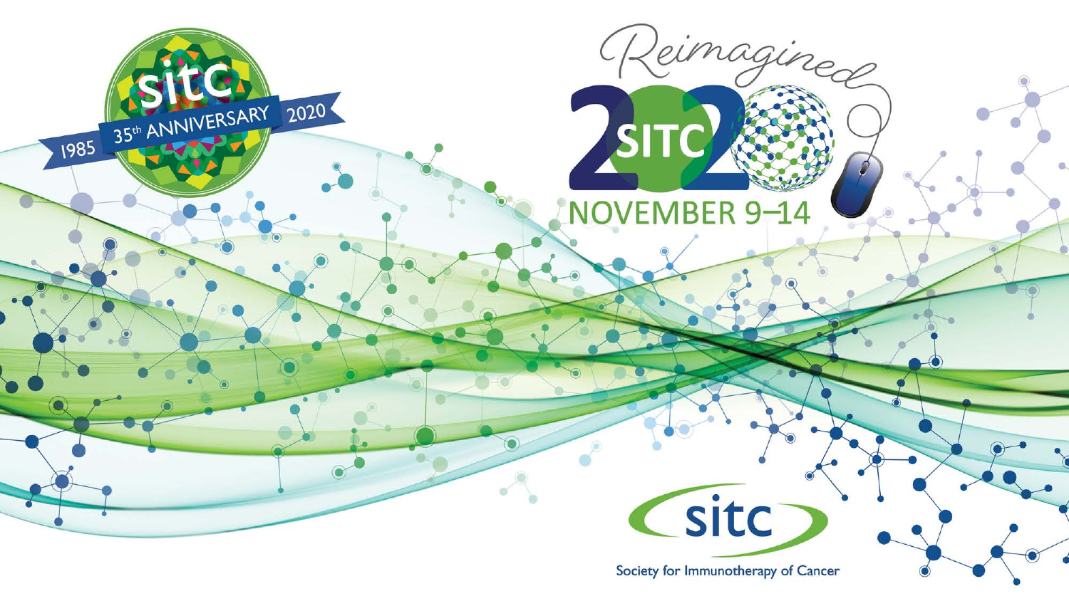sitc

1985 35th ANNIVERSARY 2020

Reimagined

# SITC 2020

## NOVEMBER 9–14

sitc

Society for Immunotherapy of Cancer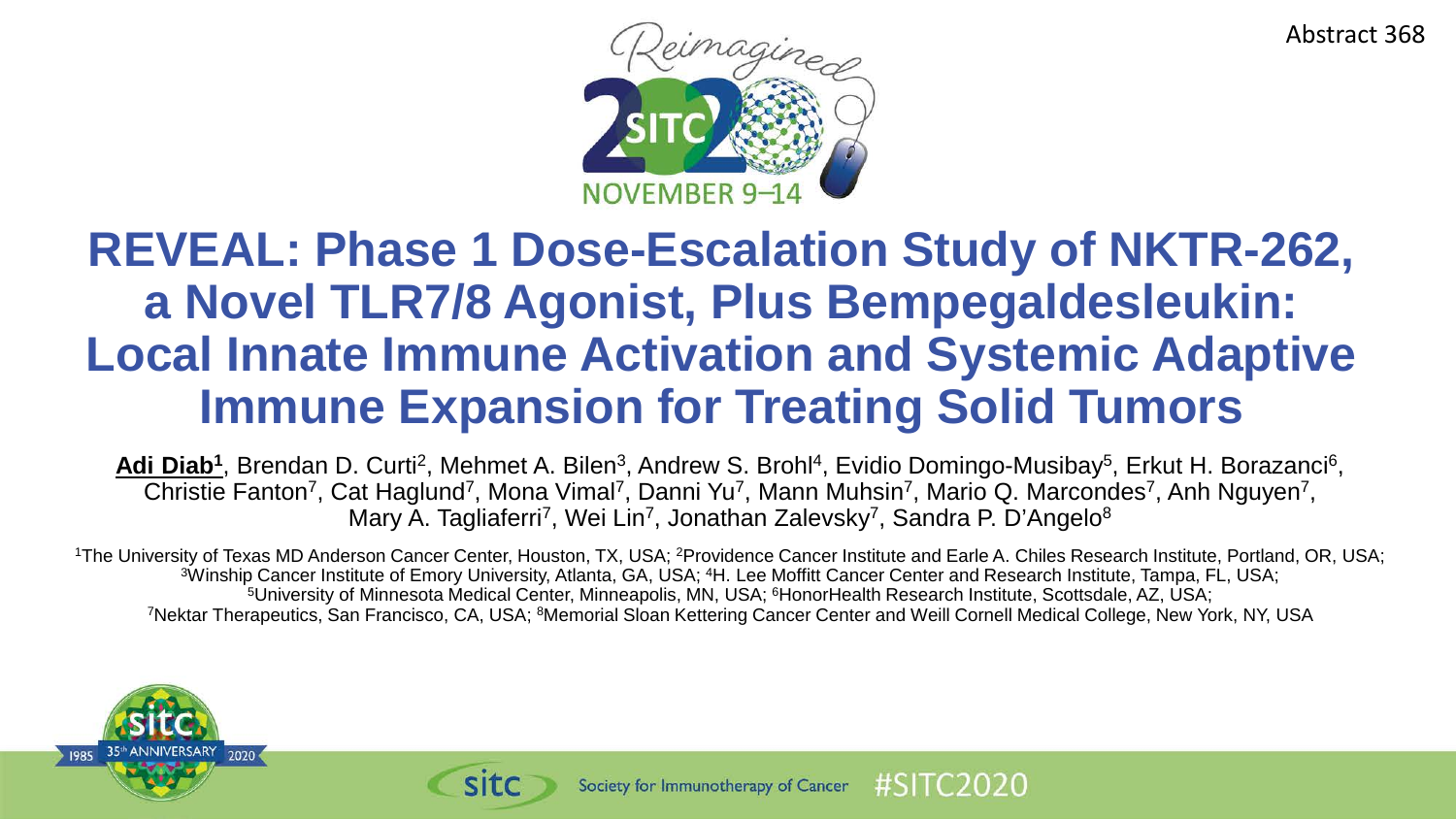Abstract 368

# REVEAL: Phase 1 Dose-Escalation Study of NKTR-262, a Novel TLR7/8 Agonist, Plus Bempegaldesleukin: Local Innate Immune Activation and Systemic Adaptive Immune Expansion for Treating Solid Tumors

**Adi Diab[1]**, Brendan D. Curti[2], Mehmet A. Bilen[3], Andrew S. Brohl[4], Evidio Domingo-Musibay[5], Erkut H. Borazanci[6], Christie Fanton[7], Cat Haglund[7], Mona Vimal[7], Danni Yu[7], Mann Muhsin[7], Mario Q. Marcondes[7], Anh Nguyen[7], Mary A. Tagliaferri[7], Wei Lin[7], Jonathan Zalevsky[7], Sandra P. D'Angelo[8]

[1]The University of Texas MD Anderson Cancer Center, Houston, TX, USA; [2]Providence Cancer Institute and Earle A. Chiles Research Institute, Portland, OR, USA; [3]Winship Cancer Institute of Emory University, Atlanta, GA, USA; [4]H. Lee Moffitt Cancer Center and Research Institute, Tampa, FL, USA; [5]University of Minnesota Medical Center, Minneapolis, MN, USA; [6]HonorHealth Research Institute, Scottsdale, AZ, USA; [7]Nektar Therapeutics, San Francisco, CA, USA; [8]Memorial Sloan Kettering Cancer Center and Weill Cornell Medical College, New York, NY, USA

Society for Immunotherapy of Cancer #SITC2020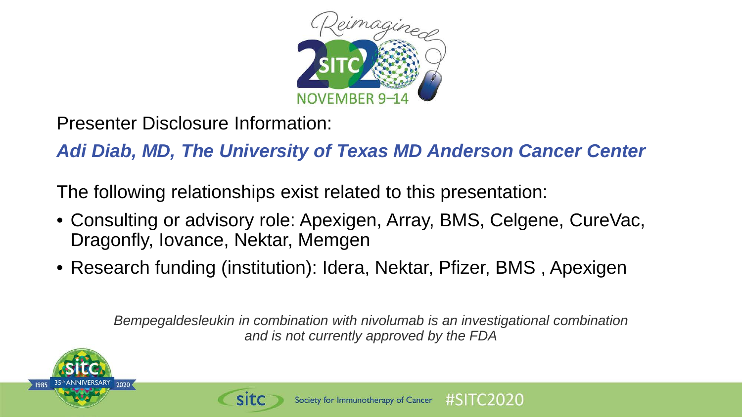Presenter Disclosure Information:

***Adi Diab, MD, The University of Texas MD Anderson Cancer Center***

The following relationships exist related to this presentation:

- Consulting or advisory role: Apexigen, Array, BMS, Celgene, CureVac, Dragonfly, Iovance, Nektar, Memgen
- Research funding (institution): Idera, Nektar, Pfizer, BMS , Apexigen

*Bempegaldesleukin in combination with nivolumab is an investigational combination and is not currently approved by the FDA*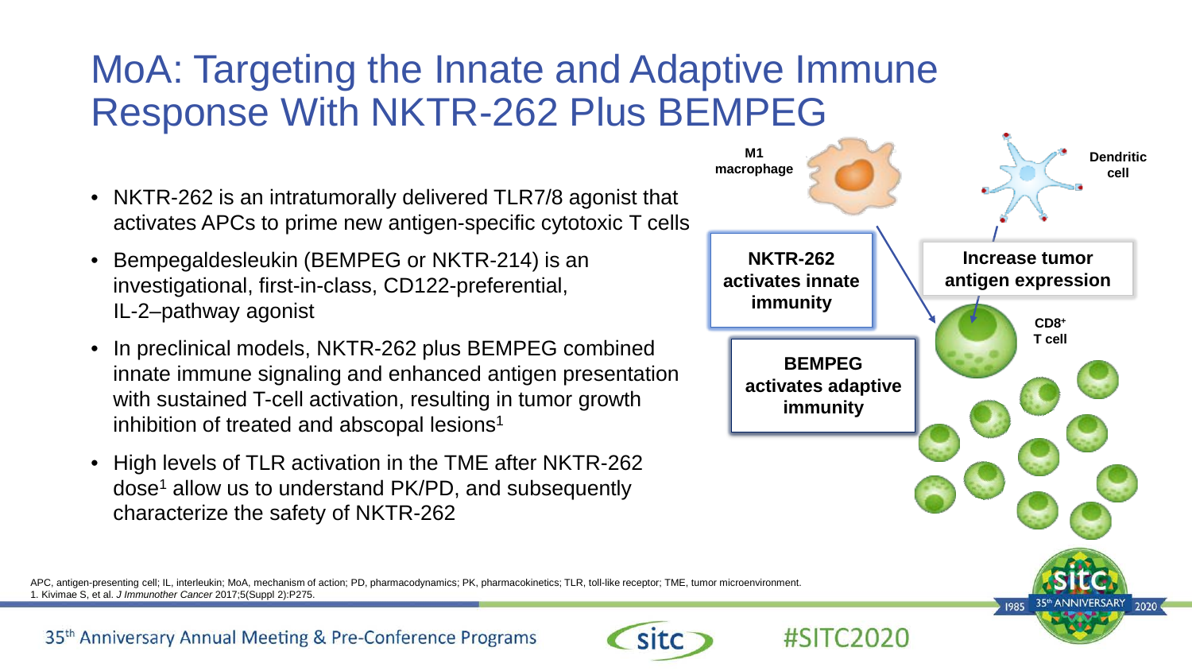# MoA: Targeting the Innate and Adaptive Immune Response With NKTR-262 Plus BEMPEG

- NKTR-262 is an intratumorally delivered TLR7/8 agonist that activates APCs to prime new antigen-specific cytotoxic T cells
- Bempegaldesleukin (BEMPEG or NKTR-214) is an investigational, first-in-class, CD122-preferential, IL-2–pathway agonist
- In preclinical models, NKTR-262 plus BEMPEG combined innate immune signaling and enhanced antigen presentation with sustained T-cell activation, resulting in tumor growth inhibition of treated and abscopal lesions[1]
- High levels of TLR activation in the TME after NKTR-262 dose[1] allow us to understand PK/PD, and subsequently characterize the safety of NKTR-262

M1 macrophage

Dendritic cell

**NKTR-262 activates innate immunity**

**Increase tumor antigen expression**

**BEMPEG activates adaptive immunity**

$CD8^+$ T cell

APC, antigen-presenting cell; IL, interleukin; MoA, mechanism of action; PD, pharmacodynamics; PK, pharmacokinetics; TLR, toll-like receptor; TME, tumor microenvironment.
1. Kivimae S, et al. *J Immunother Cancer* 2017;5(Suppl 2):P275.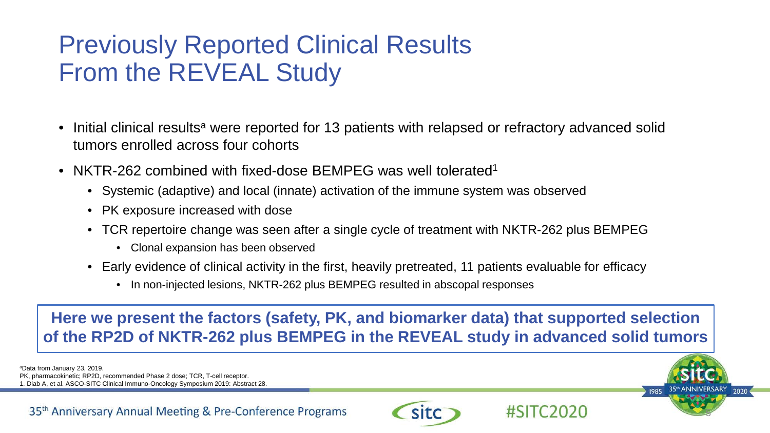# Previously Reported Clinical Results From the REVEAL Study

- Initial clinical results[a] were reported for 13 patients with relapsed or refractory advanced solid tumors enrolled across four cohorts
- NKTR-262 combined with fixed-dose BEMPEG was well tolerated[1]
  - Systemic (adaptive) and local (innate) activation of the immune system was observed
  - PK exposure increased with dose
  - TCR repertoire change was seen after a single cycle of treatment with NKTR-262 plus BEMPEG
    - Clonal expansion has been observed
  - Early evidence of clinical activity in the first, heavily pretreated, 11 patients evaluable for efficacy
    - In non-injected lesions, NKTR-262 plus BEMPEG resulted in abscopal responses

**Here we present the factors (safety, PK, and biomarker data) that supported selection of the RP2D of NKTR-262 plus BEMPEG in the REVEAL study in advanced solid tumors**

[a]Data from January 23, 2019.
PK, pharmacokinetic; RP2D, recommended Phase 2 dose; TCR, T-cell receptor.
1. Diab A, et al. ASCO-SITC Clinical Immuno-Oncology Symposium 2019: Abstract 28.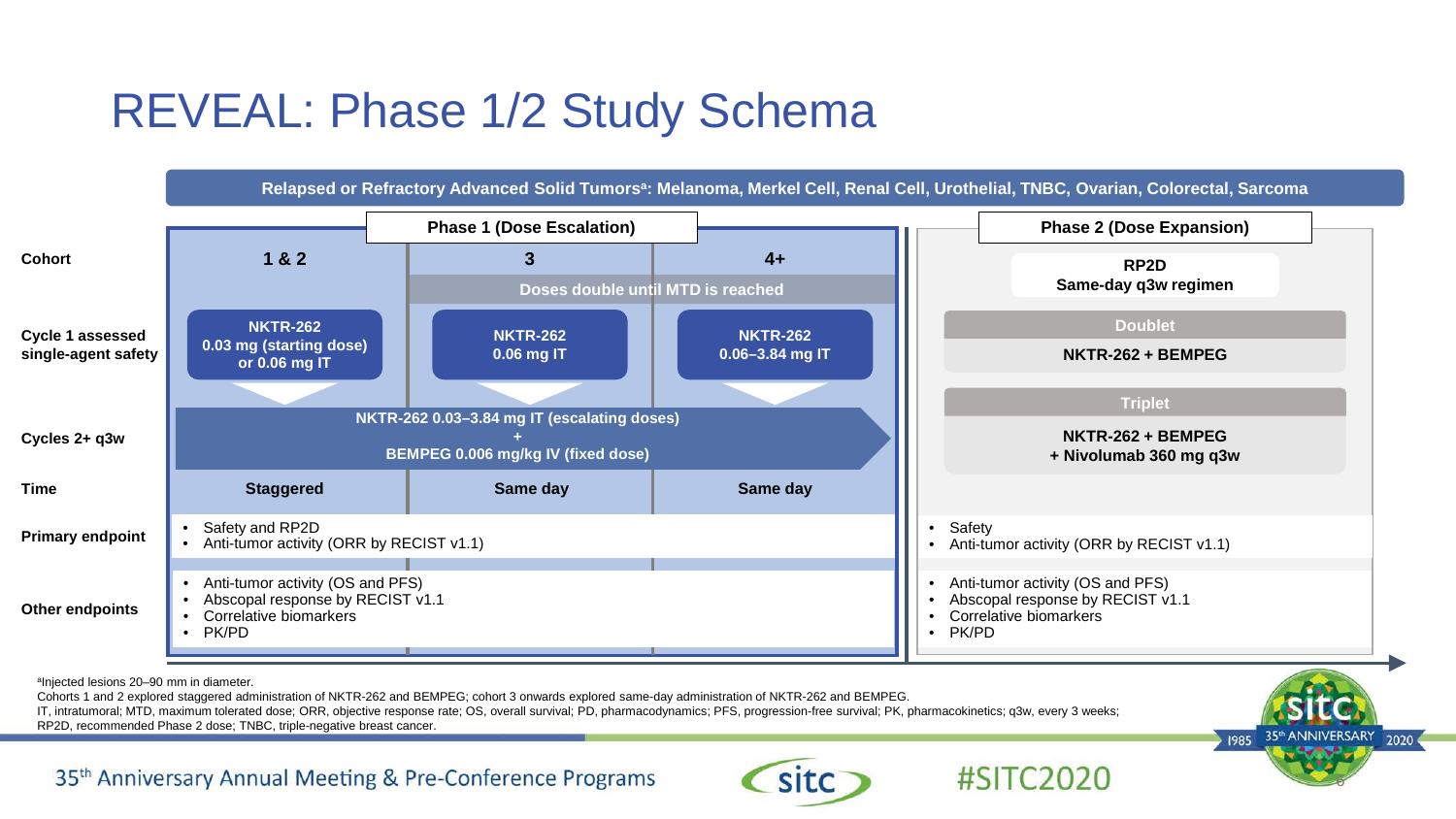# REVEAL: Phase 1/2 Study Schema

**Relapsed or Refractory Advanced Solid Tumors[a]: Melanoma, Merkel Cell, Renal Cell, Urothelial, TNBC, Ovarian, Colorectal, Sarcoma**

| | Phase 1 (Dose Escalation) | | | Phase 2 (Dose Expansion) |
|---|---|---|---|---|
| **Cohort** | **1 & 2** | **3** | **4+** | **RP2D** Same-day q3w regimen |
| | | Doses double until MTD is reached | | |
| **Cycle 1 assessed single-agent safety** | **NKTR-262** 0.03 mg (starting dose) or 0.06 mg IT | **NKTR-262** 0.06 mg IT | **NKTR-262** 0.06–3.84 mg IT | **Doublet**: NKTR-262 + BEMPEG |
| **Cycles 2+ q3w** | NKTR-262 0.03–3.84 mg IT (escalating doses) + BEMPEG 0.006 mg/kg IV (fixed dose) | | | **Triplet**: NKTR-262 + BEMPEG + Nivolumab 360 mg q3w |
| **Time** | Staggered | Same day | Same day | |
| **Primary endpoint** | • Safety and RP2D<br>• Anti-tumor activity (ORR by RECIST v1.1) | | | • Safety<br>• Anti-tumor activity (ORR by RECIST v1.1) |
| **Other endpoints** | • Anti-tumor activity (OS and PFS)<br>• Abscopal response by RECIST v1.1<br>• Correlative biomarkers<br>• PK/PD | | | • Anti-tumor activity (OS and PFS)<br>• Abscopal response by RECIST v1.1<br>• Correlative biomarkers<br>• PK/PD |

[a]Injected lesions 20–90 mm in diameter.

Cohorts 1 and 2 explored staggered administration of NKTR-262 and BEMPEG; cohort 3 onwards explored same-day administration of NKTR-262 and BEMPEG.

IT, intratumoral; MTD, maximum tolerated dose; ORR, objective response rate; OS, overall survival; PD, pharmacodynamics; PFS, progression-free survival; PK, pharmacokinetics; q3w, every 3 weeks; RP2D, recommended Phase 2 dose; TNBC, triple-negative breast cancer.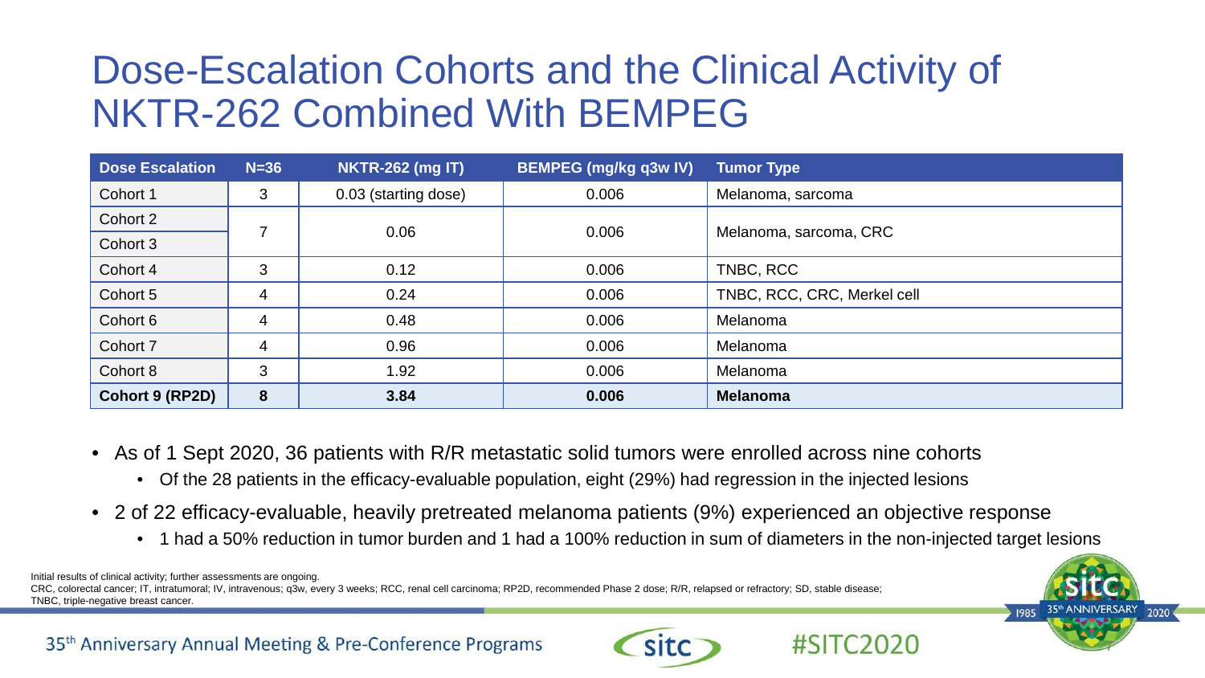# Dose-Escalation Cohorts and the Clinical Activity of NKTR-262 Combined With BEMPEG

| Dose Escalation | N=36 | NKTR-262 (mg IT) | BEMPEG (mg/kg q3w IV) | Tumor Type |
|---|---|---|---|---|
| Cohort 1 | 3 | 0.03 (starting dose) | 0.006 | Melanoma, sarcoma |
| Cohort 2 | 7 | 0.06 | 0.006 | Melanoma, sarcoma, CRC |
| Cohort 3 | | | | |
| Cohort 4 | 3 | 0.12 | 0.006 | TNBC, RCC |
| Cohort 5 | 4 | 0.24 | 0.006 | TNBC, RCC, CRC, Merkel cell |
| Cohort 6 | 4 | 0.48 | 0.006 | Melanoma |
| Cohort 7 | 4 | 0.96 | 0.006 | Melanoma |
| Cohort 8 | 3 | 1.92 | 0.006 | Melanoma |
| **Cohort 9 (RP2D)** | **8** | **3.84** | **0.006** | **Melanoma** |

- As of 1 Sept 2020, 36 patients with R/R metastatic solid tumors were enrolled across nine cohorts
  - Of the 28 patients in the efficacy-evaluable population, eight (29%) had regression in the injected lesions
- 2 of 22 efficacy-evaluable, heavily pretreated melanoma patients (9%) experienced an objective response
  - 1 had a 50% reduction in tumor burden and 1 had a 100% reduction in sum of diameters in the non-injected target lesions

Initial results of clinical activity; further assessments are ongoing.
CRC, colorectal cancer; IT, intratumoral; IV, intravenous; q3w, every 3 weeks; RCC, renal cell carcinoma; RP2D, recommended Phase 2 dose; R/R, relapsed or refractory; SD, stable disease; TNBC, triple-negative breast cancer.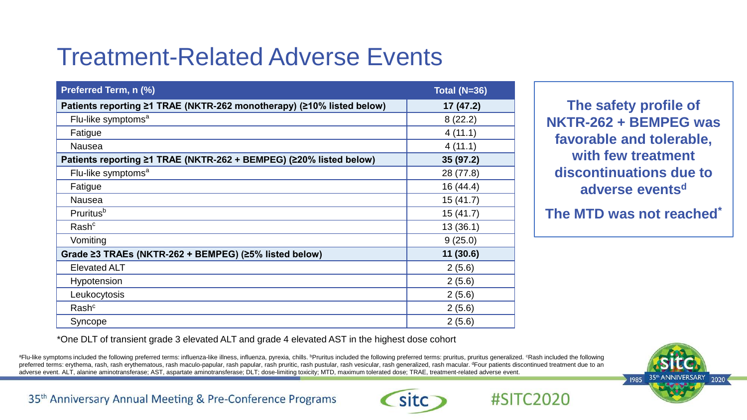# Treatment-Related Adverse Events

| Preferred Term, n (%) | Total (N=36) |
|---|---|
| **Patients reporting ≥1 TRAE (NKTR-262 monotherapy) (≥10% listed below)** | **17 (47.2)** |
| Flu-like symptoms[a] | 8 (22.2) |
| Fatigue | 4 (11.1) |
| Nausea | 4 (11.1) |
| **Patients reporting ≥1 TRAE (NKTR-262 + BEMPEG) (≥20% listed below)** | **35 (97.2)** |
| Flu-like symptoms[a] | 28 (77.8) |
| Fatigue | 16 (44.4) |
| Nausea | 15 (41.7) |
| Pruritus[b] | 15 (41.7) |
| Rash[c] | 13 (36.1) |
| Vomiting | 9 (25.0) |
| **Grade ≥3 TRAEs (NKTR-262 + BEMPEG) (≥5% listed below)** | **11 (30.6)** |
| Elevated ALT | 2 (5.6) |
| Hypotension | 2 (5.6) |
| Leukocytosis | 2 (5.6) |
| Rash[c] | 2 (5.6) |
| Syncope | 2 (5.6) |

*One DLT of transient grade 3 elevated ALT and grade 4 elevated AST in the highest dose cohort

**The safety profile of NKTR-262 + BEMPEG was favorable and tolerable, with few treatment discontinuations due to adverse events[d]**

**The MTD was not reached***

[a]Flu-like symptoms included the following preferred terms: influenza-like illness, influenza, pyrexia, chills. [b]Pruritus included the following preferred terms: pruritus, pruritus generalized. [c]Rash included the following preferred terms: erythema, rash, rash erythematous, rash maculo-papular, rash papular, rash pruritic, rash pustular, rash vesicular, rash generalized, rash macular. [d]Four patients discontinued treatment due to an adverse event. ALT, alanine aminotransferase; AST, aspartate aminotransferase; DLT; dose-limiting toxicity; MTD, maximum tolerated dose; TRAE, treatment-related adverse event.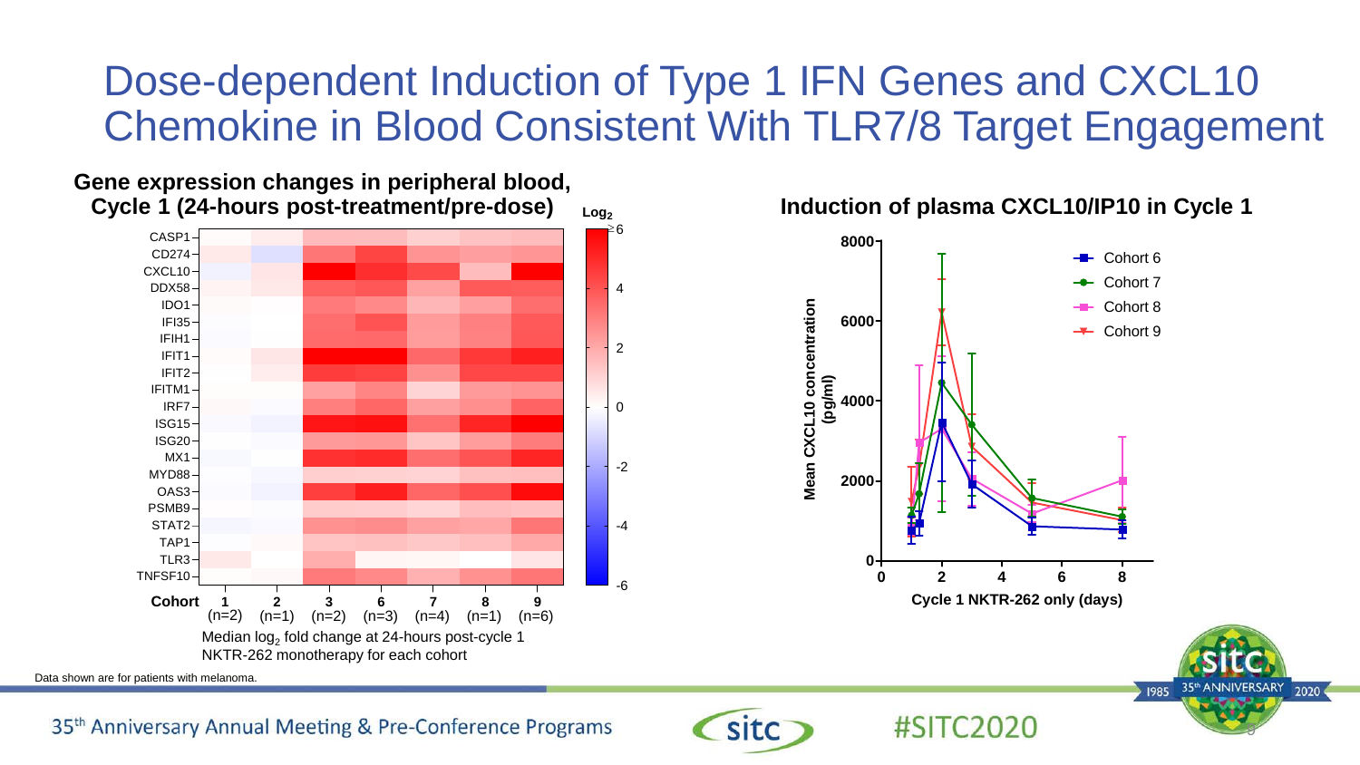# Dose-dependent Induction of Type 1 IFN Genes and CXCL10 Chemokine in Blood Consistent With TLR7/8 Target Engagement

**Gene expression changes in peripheral blood, Cycle 1 (24-hours post-treatment/pre-dose)**

Genes: CASP1, CD274, CXCL10, DDX58, IDO1, IFI35, IFIH1, IFIT1, IFIT2, IFITM1, IRF7, ISG15, ISG20, MX1, MYD88, OAS3, PSMB9, STAT2, TAP1, TLR3, TNFSF10

$Log_2$ scale: ≥6, 4, 2, 0, -2, -4, -6

| Cohort | 1 | 2 | 3 | 6 | 7 | 8 | 9 |
|---|---|---|---|---|---|---|---|
| | (n=2) | (n=1) | (n=2) | (n=3) | (n=4) | (n=1) | (n=6) |

Median $log_2$ fold change at 24-hours post-cycle 1 NKTR-262 monotherapy for each cohort

**Induction of plasma CXCL10/IP10 in Cycle 1**

Y-axis: Mean CXCL10 concentration (pg/ml) — 0, 2000, 4000, 6000, 8000

X-axis: Cycle 1 NKTR-262 only (days) — 0, 2, 4, 6, 8

Legend: Cohort 6, Cohort 7, Cohort 8, Cohort 9

Data shown are for patients with melanoma.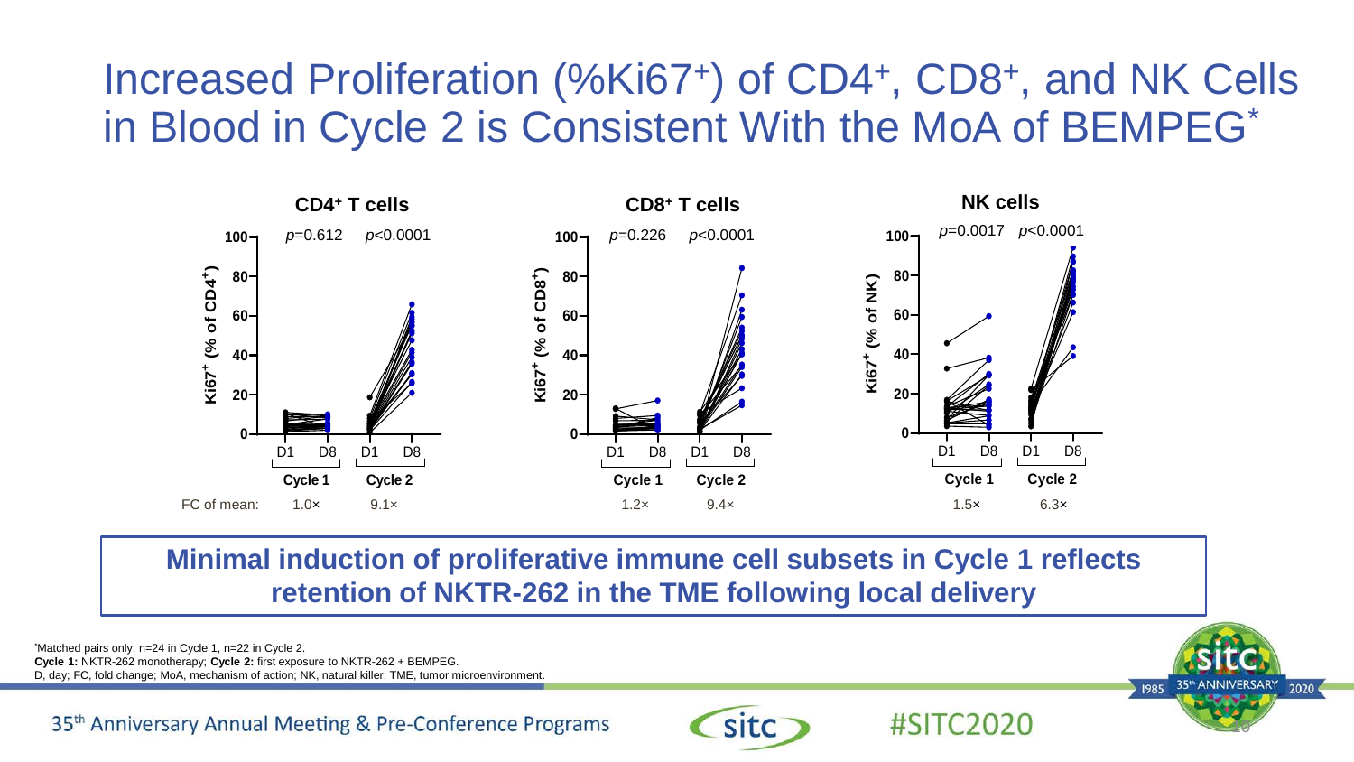# Increased Proliferation (%Ki67+) of CD4+, CD8+, and NK Cells in Blood in Cycle 2 is Consistent With the MoA of BEMPEG*

**CD4+ T cells**

$p$=0.612 $p$<0.0001

Ki67+ (% of CD4+)

D1 D8 D1 D8

Cycle 1 Cycle 2

FC of mean: 1.0× 9.1×

**CD8+ T cells**

$p$=0.226 $p$<0.0001

Ki67+ (% of CD8+)

D1 D8 D1 D8

Cycle 1 Cycle 2

1.2× 9.4×

**NK cells**

$p$=0.0017 $p$<0.0001

Ki67+ (% of NK)

D1 D8 D1 D8

Cycle 1 Cycle 2

1.5× 6.3×

**Minimal induction of proliferative immune cell subsets in Cycle 1 reflects retention of NKTR-262 in the TME following local delivery**

*Matched pairs only; n=24 in Cycle 1, n=22 in Cycle 2.
**Cycle 1:** NKTR-262 monotherapy; **Cycle 2:** first exposure to NKTR-262 + BEMPEG.
D, day; FC, fold change; MoA, mechanism of action; NK, natural killer; TME, tumor microenvironment.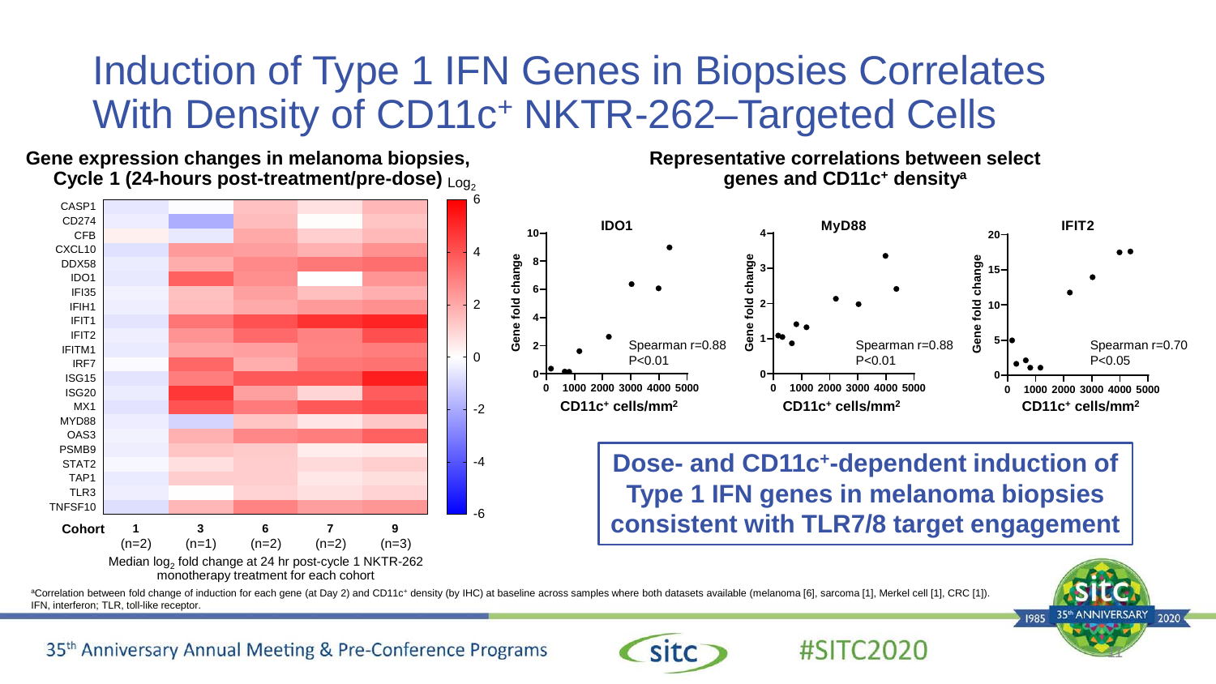# Induction of Type 1 IFN Genes in Biopsies Correlates With Density of CD11c⁺ NKTR-262–Targeted Cells

**Gene expression changes in melanoma biopsies, Cycle 1 (24-hours post-treatment/pre-dose)**

Log$_2$

Genes: CASP1, CD274, CFB, CXCL10, DDX58, IDO1, IFI35, IFIH1, IFIT1, IFIT2, IFITM1, IRF7, ISG15, ISG20, MX1, MYD88, OAS3, PSMB9, STAT2, TAP1, TLR3, TNFSF10

| Cohort | 1 | 3 | 6 | 7 | 9 |
|---|---|---|---|---|---|
| | (n=2) | (n=1) | (n=2) | (n=2) | (n=3) |

Median log$_2$ fold change at 24 hr post-cycle 1 NKTR-262 monotherapy treatment for each cohort

**Representative correlations between select genes and CD11c⁺ density[a]**

- IDO1: Spearman r=0.88, P<0.01
- MyD88: Spearman r=0.88, P<0.01
- IFIT2: Spearman r=0.70, P<0.05

(y-axis: Gene fold change; x-axis: CD11c⁺ cells/mm²)

**Dose- and CD11c⁺-dependent induction of Type 1 IFN genes in melanoma biopsies consistent with TLR7/8 target engagement**

[a]Correlation between fold change of induction for each gene (at Day 2) and CD11c⁺ density (by IHC) at baseline across samples where both datasets available (melanoma [6], sarcoma [1], Merkel cell [1], CRC [1]).
IFN, interferon; TLR, toll-like receptor.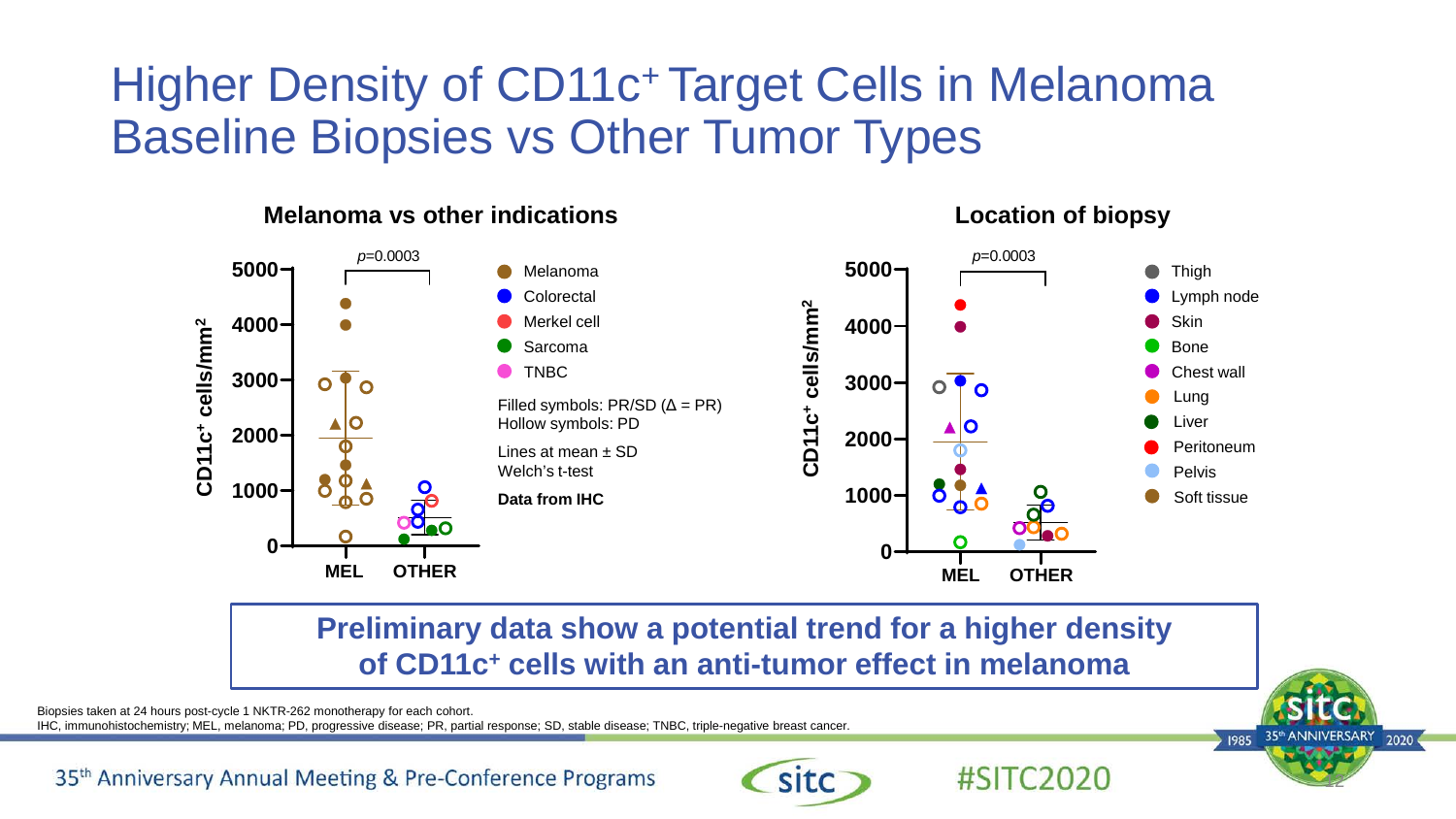# Higher Density of CD11c+ Target Cells in Melanoma Baseline Biopsies vs Other Tumor Types

**Melanoma vs other indications**

$p$=0.0003

CD11c+ cells/mm²

MEL | OTHER

- Melanoma
- Colorectal
- Merkel cell
- Sarcoma
- TNBC

Filled symbols: PR/SD (Δ = PR)
Hollow symbols: PD

Lines at mean ± SD
Welch's t-test

**Data from IHC**

**Location of biopsy**

$p$=0.0003

CD11c+ cells/mm²

MEL | OTHER

- Thigh
- Lymph node
- Skin
- Bone
- Chest wall
- Lung
- Liver
- Peritoneum
- Pelvis
- Soft tissue

**Preliminary data show a potential trend for a higher density of CD11c+ cells with an anti-tumor effect in melanoma**

Biopsies taken at 24 hours post-cycle 1 NKTR-262 monotherapy for each cohort.
IHC, immunohistochemistry; MEL, melanoma; PD, progressive disease; PR, partial response; SD, stable disease; TNBC, triple-negative breast cancer.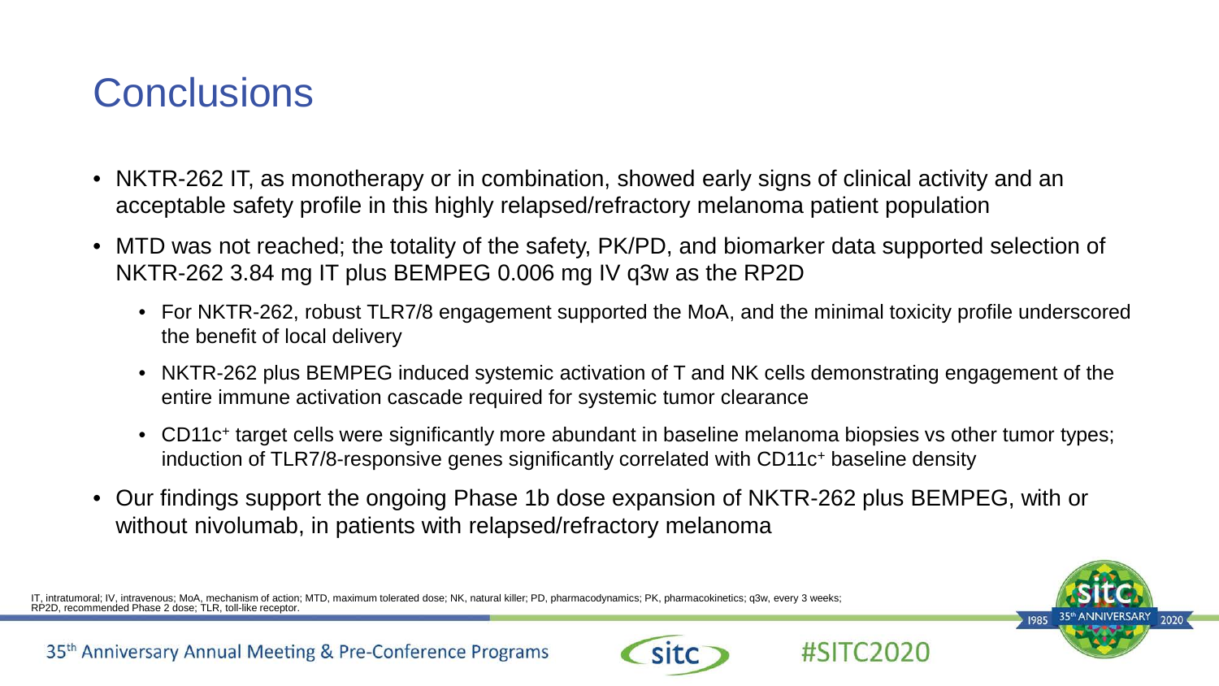# Conclusions

- NKTR-262 IT, as monotherapy or in combination, showed early signs of clinical activity and an acceptable safety profile in this highly relapsed/refractory melanoma patient population
- MTD was not reached; the totality of the safety, PK/PD, and biomarker data supported selection of NKTR-262 3.84 mg IT plus BEMPEG 0.006 mg IV q3w as the RP2D
  - For NKTR-262, robust TLR7/8 engagement supported the MoA, and the minimal toxicity profile underscored the benefit of local delivery
  - NKTR-262 plus BEMPEG induced systemic activation of T and NK cells demonstrating engagement of the entire immune activation cascade required for systemic tumor clearance
  - $CD11c^+$ target cells were significantly more abundant in baseline melanoma biopsies vs other tumor types; induction of TLR7/8-responsive genes significantly correlated with $CD11c^+$ baseline density
- Our findings support the ongoing Phase 1b dose expansion of NKTR-262 plus BEMPEG, with or without nivolumab, in patients with relapsed/refractory melanoma

IT, intratumoral; IV, intravenous; MoA, mechanism of action; MTD, maximum tolerated dose; NK, natural killer; PD, pharmacodynamics; PK, pharmacokinetics; q3w, every 3 weeks; RP2D, recommended Phase 2 dose; TLR, toll-like receptor.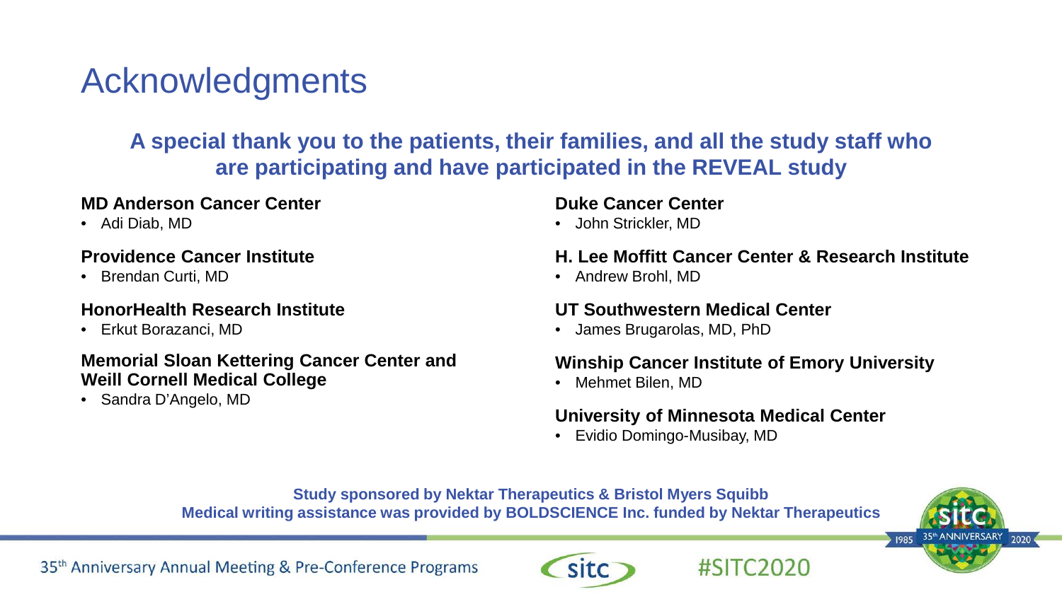# Acknowledgments

**A special thank you to the patients, their families, and all the study staff who are participating and have participated in the REVEAL study**

**MD Anderson Cancer Center**

- Adi Diab, MD

**Providence Cancer Institute**

- Brendan Curti, MD

**HonorHealth Research Institute**

- Erkut Borazanci, MD

**Memorial Sloan Kettering Cancer Center and Weill Cornell Medical College**

- Sandra D'Angelo, MD

**Duke Cancer Center**

- John Strickler, MD

**H. Lee Moffitt Cancer Center & Research Institute**

- Andrew Brohl, MD

**UT Southwestern Medical Center**

- James Brugarolas, MD, PhD

**Winship Cancer Institute of Emory University**

- Mehmet Bilen, MD

**University of Minnesota Medical Center**

- Evidio Domingo-Musibay, MD

**Study sponsored by Nektar Therapeutics & Bristol Myers Squibb**
**Medical writing assistance was provided by BOLDSCIENCE Inc. funded by Nektar Therapeutics**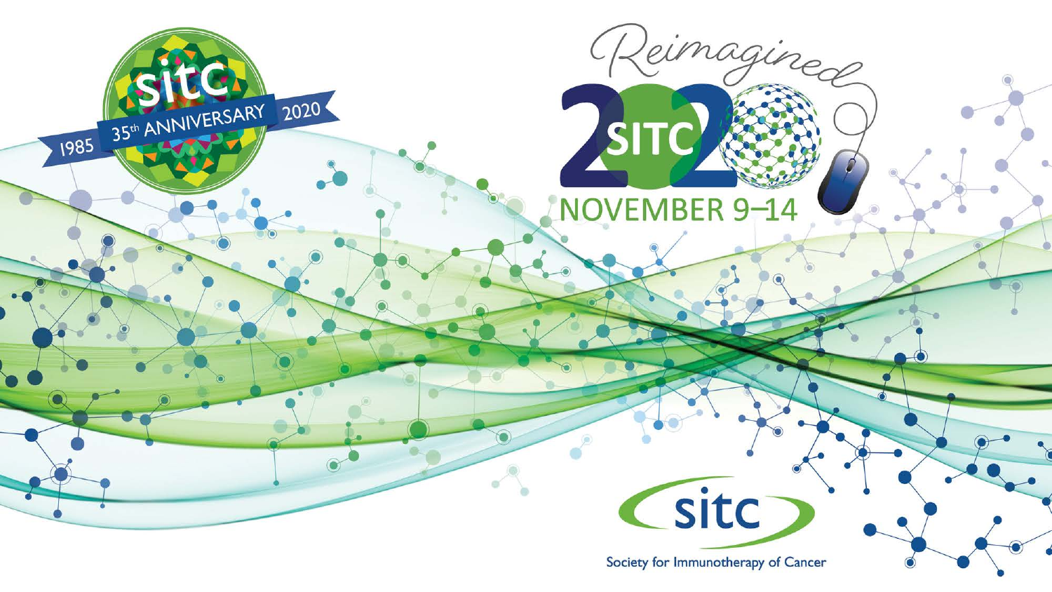sitc

1985 35th ANNIVERSARY 2020

Reimagined

2020 SITC

NOVEMBER 9–14

sitc

Society for Immunotherapy of Cancer